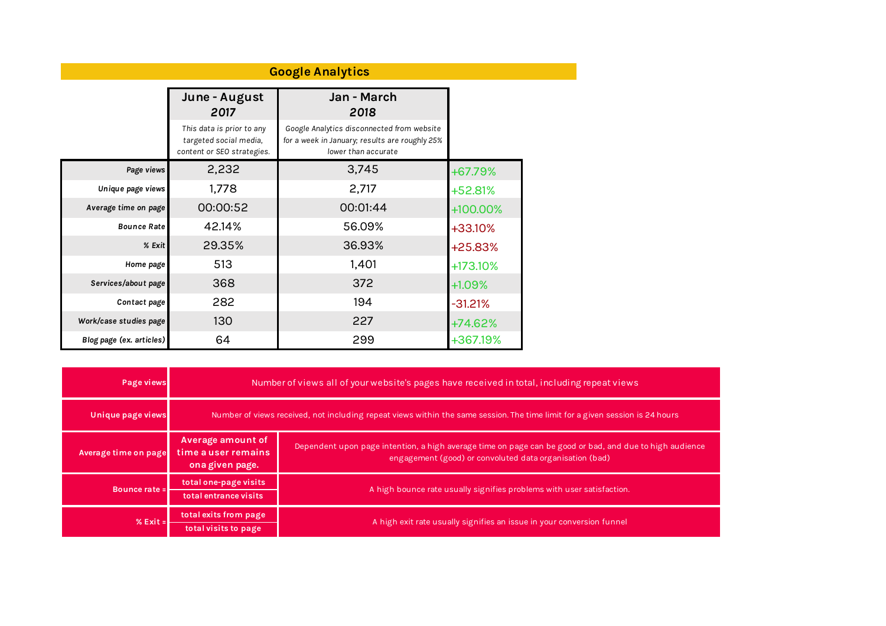# Google Analytics

| | June - August *2017* | Jan - March *2018* | |
|---|---|---|---|
| | *This data is prior to any targeted social media, content or SEO strategies.* | *Google Analytics disconnected from website for a week in January; results are roughly 25% lower than accurate* | |
| ***Page views*** | 2,232 | 3,745 | +67.79% |
| ***Unique page views*** | 1,778 | 2,717 | +52.81% |
| ***Average time on page*** | 00:00:52 | 00:01:44 | +100.00% |
| ***Bounce Rate*** | 42.14% | 56.09% | +33.10% |
| ***% Exit*** | 29.35% | 36.93% | +25.83% |
| ***Home page*** | 513 | 1,401 | +173.10% |
| ***Services/about page*** | 368 | 372 | +1.09% |
| ***Contact page*** | 282 | 194 | -31.21% |
| ***Work/case studies page*** | 130 | 227 | +74.62% |
| ***Blog page (ex. articles)*** | 64 | 299 | +367.19% |

| | | |
|---|---|---|
| **Page views** | Number of views all of your website's pages have received in total, including repeat views | |
| **Unique page views** | Number of views received, not including repeat views within the same session. The time limit for a given session is 24 hours | |
| **Average time on page** | **Average amount of time a user remains ona given page.** | Dependent upon page intention, a high average time on page can be good or bad, and due to high audience engagement (good) or convoluted data organisation (bad) |
| **Bounce rate =** | $\frac{\text{total one-page visits}}{\text{total entrance visits}}$ | A high bounce rate usually signifies problems with user satisfaction. |
| **% Exit =** | $\frac{\text{total exits from page}}{\text{total visits to page}}$ | A high exit rate usually signifies an issue in your conversion funnel |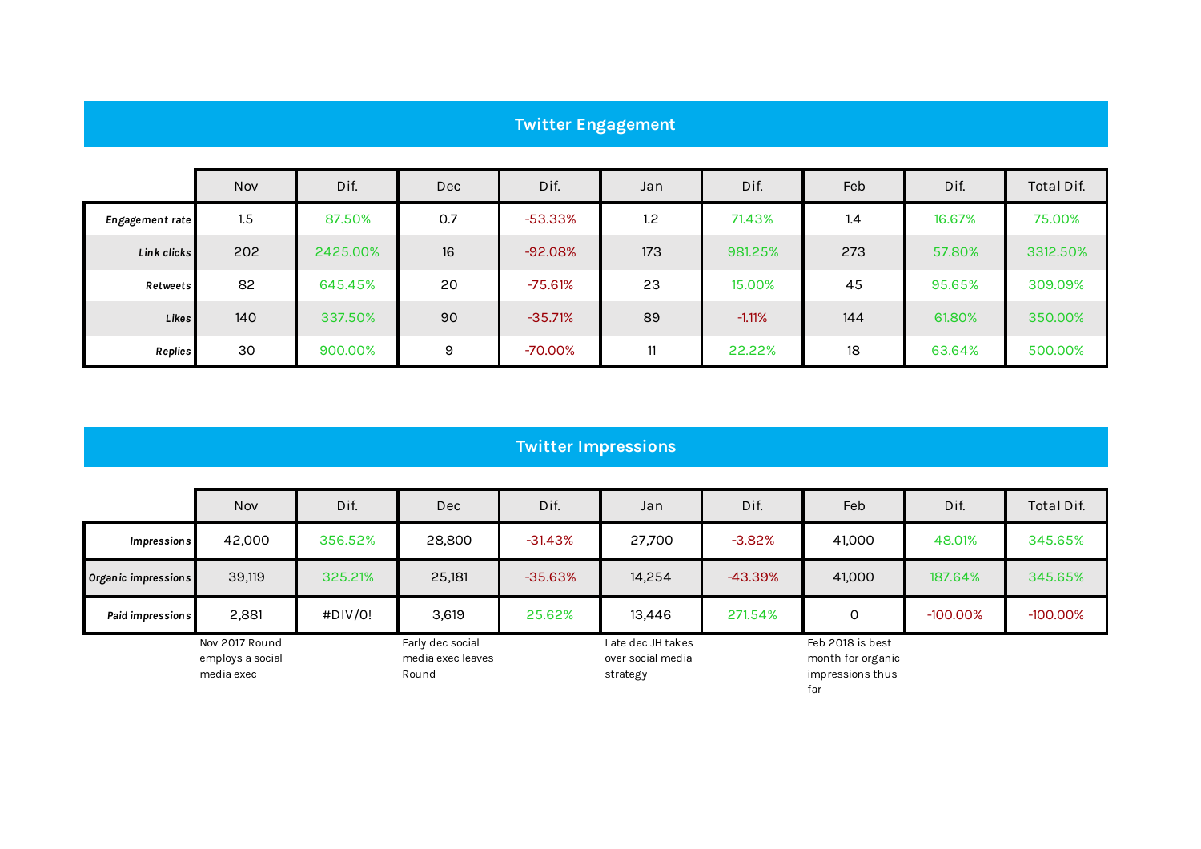## Twitter Engagement

| | Nov | Dif. | Dec | Dif. | Jan | Dif. | Feb | Dif. | Total Dif. |
|---|---|---|---|---|---|---|---|---|---|
| *Engagement rate* | 1.5 | 87.50% | 0.7 | -53.33% | 1.2 | 71.43% | 1.4 | 16.67% | 75.00% |
| *Link clicks* | 202 | 2425.00% | 16 | -92.08% | 173 | 981.25% | 273 | 57.80% | 3312.50% |
| *Retweets* | 82 | 645.45% | 20 | -75.61% | 23 | 15.00% | 45 | 95.65% | 309.09% |
| *Likes* | 140 | 337.50% | 90 | -35.71% | 89 | -1.11% | 144 | 61.80% | 350.00% |
| *Replies* | 30 | 900.00% | 9 | -70.00% | 11 | 22.22% | 18 | 63.64% | 500.00% |

## Twitter Impressions

| | Nov | Dif. | Dec | Dif. | Jan | Dif. | Feb | Dif. | Total Dif. |
|---|---|---|---|---|---|---|---|---|---|
| *Impressions* | 42,000 | 356.52% | 28,800 | -31.43% | 27,700 | -3.82% | 41,000 | 48.01% | 345.65% |
| *Organic impressions* | 39,119 | 325.21% | 25,181 | -35.63% | 14,254 | -43.39% | 41,000 | 187.64% | 345.65% |
| *Paid impressions* | 2,881 | #DIV/0! | 3,619 | 25.62% | 13,446 | 271.54% | 0 | -100.00% | -100.00% |
| | Nov 2017 Round employs a social media exec | | Early dec social media exec leaves Round | | Late dec JH takes over social media strategy | | Feb 2018 is best month for organic impressions thus far | | |